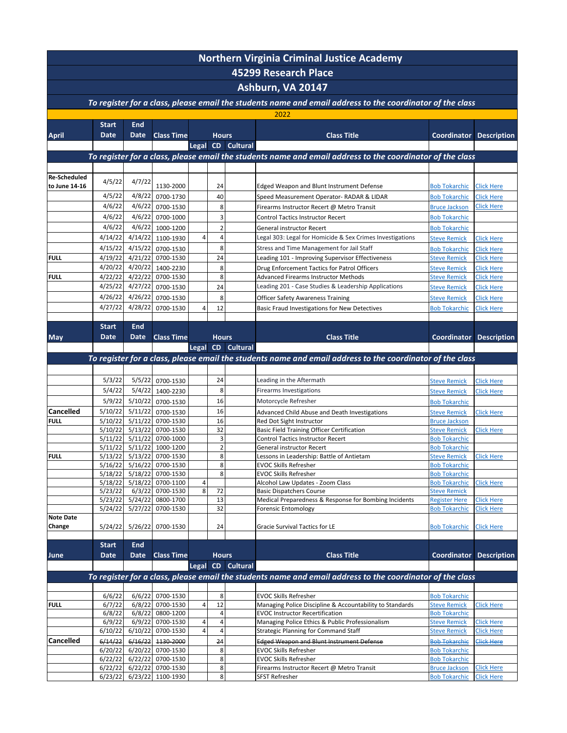# Northern Virginia Criminal Justice Academy

## 45299 Research Place

## Ashburn, VA 20147

***To register for a class, please email the students name and email address to the coordinator of the class***

**2022**

| April | Start Date | End Date | Class Time | Hours Legal | Hours CD | Hours Cultural | Class Title | Coordinator | Description |
|---|---|---|---|---|---|---|---|---|---|
| Re-Scheduled to June 14-16 | 4/5/22 | 4/7/22 | 1130-2000 | | 24 | | Edged Weapon and Blunt Instrument Defense | Bob Tokarchic | Click Here |
| | 4/5/22 | 4/8/22 | 0700-1730 | | 40 | | Speed Measurement Operator- RADAR & LIDAR | Bob Tokarchic | Click Here |
| | 4/6/22 | 4/6/22 | 0700-1530 | | 8 | | Firearms Instructor Recert @ Metro Transit | Bruce Jackson | Click Here |
| | 4/6/22 | 4/6/22 | 0700-1000 | | 3 | | Control Tactics Instructor Recert | Bob Tokarchic | |
| | 4/6/22 | 4/6/22 | 1000-1200 | | 2 | | General instructor Recert | Bob Tokarchic | |
| | 4/14/22 | 4/14/22 | 1100-1930 | 4 | 4 | | Legal 303: Legal for Homicide & Sex Crimes Investigations | Steve Remick | Click Here |
| | 4/15/22 | 4/15/22 | 0700-1530 | | 8 | | Stress and Time Management for Jail Staff | Bob Tokarchic | Click Here |
| FULL | 4/19/22 | 4/21/22 | 0700-1530 | | 24 | | Leading 101 - Improving Supervisor Effectiveness | Steve Remick | Click Here |
| | 4/20/22 | 4/20/22 | 1400-2230 | | 8 | | Drug Enforcement Tactics for Patrol Officers | Steve Remick | Click Here |
| FULL | 4/22/22 | 4/22/22 | 0700-1530 | | 8 | | Advanced Firearms Instructor Methods | Steve Remick | Click Here |
| | 4/25/22 | 4/27/22 | 0700-1530 | | 24 | | Leading 201 - Case Studies & Leadership Applications | Steve Remick | Click Here |
| | 4/26/22 | 4/26/22 | 0700-1530 | | 8 | | Officer Safety Awareness Training | Steve Remick | Click Here |
| | 4/27/22 | 4/28/22 | 0700-1530 | 4 | 12 | | Basic Fraud Investigations for New Detectives | Bob Tokarchic | Click Here |

***To register for a class, please email the students name and email address to the coordinator of the class***

| May | Start Date | End Date | Class Time | Hours Legal | Hours CD | Hours Cultural | Class Title | Coordinator | Description |
|---|---|---|---|---|---|---|---|---|---|
| | 5/3/22 | 5/5/22 | 0700-1530 | | 24 | | Leading in the Aftermath | Steve Remick | Click Here |
| | 5/4/22 | 5/4/22 | 1400-2230 | | 8 | | Firearms Investigations | Steve Remick | Click Here |
| | 5/9/22 | 5/10/22 | 0700-1530 | | 16 | | Motorcycle Refresher | Bob Tokarchic | |
| Cancelled | 5/10/22 | 5/11/22 | 0700-1530 | | 16 | | Advanced Child Abuse and Death Investigations | Steve Remick | Click Here |
| FULL | 5/10/22 | 5/11/22 | 0700-1530 | | 16 | | Red Dot Sight Instructor | Bruce Jackson | |
| | 5/10/22 | 5/13/22 | 0700-1530 | | 32 | | Basic Field Training Officer Certification | Steve Remick | Click Here |
| | 5/11/22 | 5/11/22 | 0700-1000 | | 3 | | Control Tactics Instructor Recert | Bob Tokarchic | |
| | 5/11/22 | 5/11/22 | 1000-1200 | | 2 | | General instructor Recert | Bob Tokarchic | |
| FULL | 5/13/22 | 5/13/22 | 0700-1530 | | 8 | | Lessons in Leadership: Battle of Antietam | Steve Remick | Click Here |
| | 5/16/22 | 5/16/22 | 0700-1530 | | 8 | | EVOC Skills Refresher | Bob Tokarchic | |
| | 5/18/22 | 5/18/22 | 0700-1530 | | 8 | | EVOC Skills Refresher | Bob Tokarchic | |
| | 5/18/22 | 5/18/22 | 0700-1100 | 4 | | | Alcohol Law Updates - Zoom Class | Bob Tokarchic | Click Here |
| | 5/23/22 | 6/3/22 | 0700-1530 | 8 | 72 | | Basic Dispatchers Course | Steve Remick | |
| | 5/23/22 | 5/24/22 | 0800-1700 | | 13 | | Medical Preparedness & Response for Bombing Incidents | Register Here | Click Here |
| | 5/24/22 | 5/27/22 | 0700-1530 | | 32 | | Forensic Entomology | Bob Tokarchic | Click Here |
| Note Date Change | 5/24/22 | 5/26/22 | 0700-1530 | | 24 | | Gracie Survival Tactics for LE | Bob Tokarchic | Click Here |

***To register for a class, please email the students name and email address to the coordinator of the class***

| June | Start Date | End Date | Class Time | Hours Legal | Hours CD | Hours Cultural | Class Title | Coordinator | Description |
|---|---|---|---|---|---|---|---|---|---|
| | 6/6/22 | 6/6/22 | 0700-1530 | | 8 | | EVOC Skills Refresher | Bob Tokarchic | |
| FULL | 6/7/22 | 6/8/22 | 0700-1530 | 4 | 12 | | Managing Police Discipline & Accountability to Standards | Steve Remick | Click Here |
| | 6/8/22 | 6/8/22 | 0800-1200 | | 4 | | EVOC Instructor Recertification | Bob Tokarchic | |
| | 6/9/22 | 6/9/22 | 0700-1530 | 4 | 4 | | Managing Police Ethics & Public Professionalism | Steve Remick | Click Here |
| | 6/10/22 | 6/10/22 | 0700-1530 | 4 | 4 | | Strategic Planning for Command Staff | Steve Remick | Click Here |
| Cancelled | ~~6/14/22~~ | ~~6/16/22~~ | ~~1130-2000~~ | | ~~24~~ | | ~~Edged Weapon and Blunt Instrument Defense~~ | ~~Bob Tokarchic~~ | ~~Click Here~~ |
| | 6/20/22 | 6/20/22 | 0700-1530 | | 8 | | EVOC Skills Refresher | Bob Tokarchic | |
| | 6/22/22 | 6/22/22 | 0700-1530 | | 8 | | EVOC Skills Refresher | Bob Tokarchic | |
| | 6/22/22 | 6/22/22 | 0700-1530 | | 8 | | Firearms Instructor Recert @ Metro Transit | Bruce Jackson | Click Here |
| | 6/23/22 | 6/23/22 | 1100-1930 | | 8 | | SFST Refresher | Bob Tokarchic | Click Here |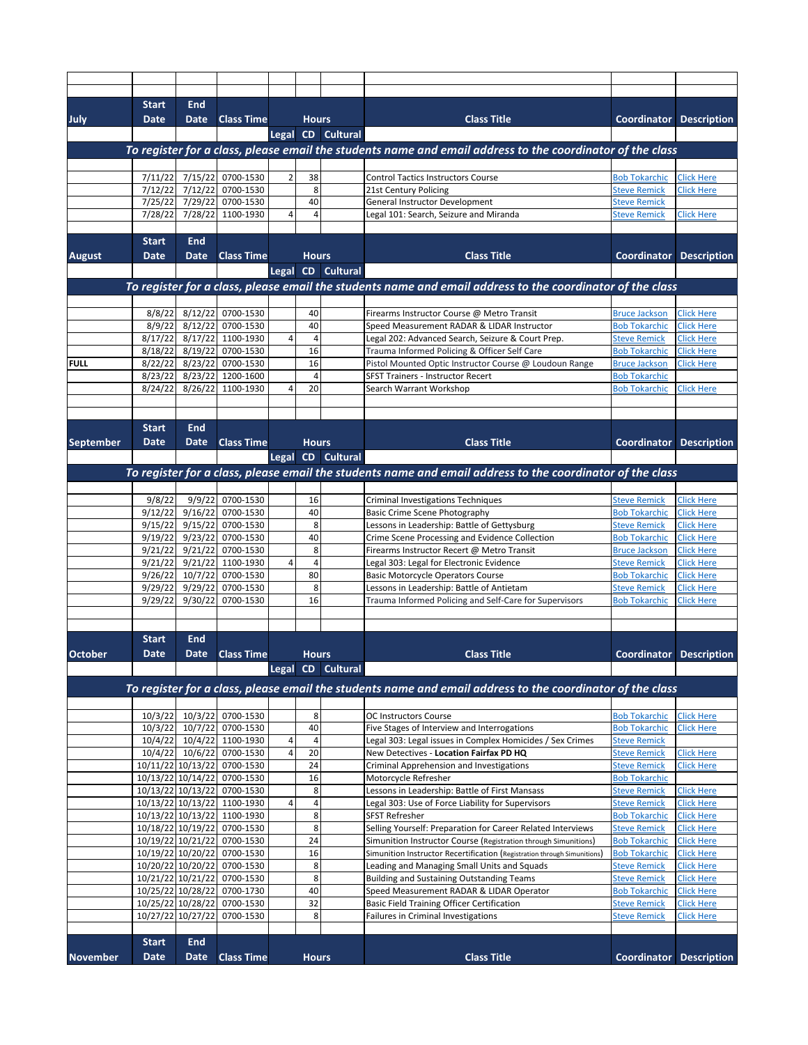| July | Start Date | End Date | Class Time | Hours | | | Class Title | Coordinator | Description |
|---|---|---|---|---|---|---|---|---|---|
| | | | | Legal | CD | Cultural | | | |
| *To register for a class, please email the students name and email address to the coordinator of the class* | | | | | | | | | |
| | 7/11/22 | 7/15/22 | 0700-1530 | 2 | 38 | | Control Tactics Instructors Course | Bob Tokarchic | Click Here |
| | 7/12/22 | 7/12/22 | 0700-1530 | | 8 | | 21st Century Policing | Steve Remick | Click Here |
| | 7/25/22 | 7/29/22 | 0700-1530 | | 40 | | General Instructor Development | Steve Remick | |
| | 7/28/22 | 7/28/22 | 1100-1930 | 4 | 4 | | Legal 101: Search, Seizure and Miranda | Steve Remick | Click Here |

| August | Start Date | End Date | Class Time | Hours | | | Class Title | Coordinator | Description |
|---|---|---|---|---|---|---|---|---|---|
| | | | | Legal | CD | Cultural | | | |
| *To register for a class, please email the students name and email address to the coordinator of the class* | | | | | | | | | |
| | 8/8/22 | 8/12/22 | 0700-1530 | | 40 | | Firearms Instructor Course @ Metro Transit | Bruce Jackson | Click Here |
| | 8/9/22 | 8/12/22 | 0700-1530 | | 40 | | Speed Measurement RADAR & LIDAR Instructor | Bob Tokarchic | Click Here |
| | 8/17/22 | 8/17/22 | 1100-1930 | 4 | 4 | | Legal 202: Advanced Search, Seizure & Court Prep. | Steve Remick | Click Here |
| | 8/18/22 | 8/19/22 | 0700-1530 | | 16 | | Trauma Informed Policing & Officer Self Care | Bob Tokarchic | Click Here |
| FULL | 8/22/22 | 8/23/22 | 0700-1530 | | 16 | | Pistol Mounted Optic Instructor Course @ Loudoun Range | Bruce Jackson | Click Here |
| | 8/23/22 | 8/23/22 | 1200-1600 | | 4 | | SFST Trainers - Instructor Recert | Bob Tokarchic | |
| | 8/24/22 | 8/26/22 | 1100-1930 | 4 | 20 | | Search Warrant Workshop | Bob Tokarchic | Click Here |

| September | Start Date | End Date | Class Time | Hours | | | Class Title | Coordinator | Description |
|---|---|---|---|---|---|---|---|---|---|
| | | | | Legal | CD | Cultural | | | |
| *To register for a class, please email the students name and email address to the coordinator of the class* | | | | | | | | | |
| | 9/8/22 | 9/9/22 | 0700-1530 | | 16 | | Criminal Investigations Techniques | Steve Remick | Click Here |
| | 9/12/22 | 9/16/22 | 0700-1530 | | 40 | | Basic Crime Scene Photography | Bob Tokarchic | Click Here |
| | 9/15/22 | 9/15/22 | 0700-1530 | | 8 | | Lessons in Leadership: Battle of Gettysburg | Steve Remick | Click Here |
| | 9/19/22 | 9/23/22 | 0700-1530 | | 40 | | Crime Scene Processing and Evidence Collection | Bob Tokarchic | Click Here |
| | 9/21/22 | 9/21/22 | 0700-1530 | | 8 | | Firearms Instructor Recert @ Metro Transit | Bruce Jackson | Click Here |
| | 9/21/22 | 9/21/22 | 1100-1930 | 4 | 4 | | Legal 303: Legal for Electronic Evidence | Steve Remick | Click Here |
| | 9/26/22 | 10/7/22 | 0700-1530 | | 80 | | Basic Motorcycle Operators Course | Bob Tokarchic | Click Here |
| | 9/29/22 | 9/29/22 | 0700-1530 | | 8 | | Lessons in Leadership: Battle of Antietam | Steve Remick | Click Here |
| | 9/29/22 | 9/30/22 | 0700-1530 | | 16 | | Trauma Informed Policing and Self-Care for Supervisors | Bob Tokarchic | Click Here |

| October | Start Date | End Date | Class Time | Hours | | | Class Title | Coordinator | Description |
|---|---|---|---|---|---|---|---|---|---|
| | | | | Legal | CD | Cultural | | | |
| *To register for a class, please email the students name and email address to the coordinator of the class* | | | | | | | | | |
| | 10/3/22 | 10/3/22 | 0700-1530 | | 8 | | OC Instructors Course | Bob Tokarchic | Click Here |
| | 10/3/22 | 10/7/22 | 0700-1530 | | 40 | | Five Stages of Interview and Interrogations | Bob Tokarchic | Click Here |
| | 10/4/22 | 10/4/22 | 1100-1930 | 4 | 4 | | Legal 303: Legal issues in Complex Homicides / Sex Crimes | Steve Remick | |
| | 10/4/22 | 10/6/22 | 0700-1530 | 4 | 20 | | New Detectives - **Location Fairfax PD HQ** | Steve Remick | Click Here |
| | 10/11/22 | 10/13/22 | 0700-1530 | | 24 | | Criminal Apprehension and Investigations | Steve Remick | Click Here |
| | 10/13/22 | 10/14/22 | 0700-1530 | | 16 | | Motorcycle Refresher | Bob Tokarchic | |
| | 10/13/22 | 10/13/22 | 0700-1530 | | 8 | | Lessons in Leadership: Battle of First Mansass | Steve Remick | Click Here |
| | 10/13/22 | 10/13/22 | 1100-1930 | 4 | 4 | | Legal 303: Use of Force Liability for Supervisors | Steve Remick | Click Here |
| | 10/13/22 | 10/13/22 | 1100-1930 | | 8 | | SFST Refresher | Bob Tokarchic | Click Here |
| | 10/18/22 | 10/19/22 | 0700-1530 | | 8 | | Selling Yourself: Preparation for Career Related Interviews | Steve Remick | Click Here |
| | 10/19/22 | 10/21/22 | 0700-1530 | | 24 | | Simunition Instructor Course (Registration through Simunitions) | Bob Tokarchic | Click Here |
| | 10/19/22 | 10/20/22 | 0700-1530 | | 16 | | Simunition Instructor Recertification (Registration through Simunitions) | Bob Tokarchic | Click Here |
| | 10/20/22 | 10/20/22 | 0700-1530 | | 8 | | Leading and Managing Small Units and Squads | Steve Remick | Click Here |
| | 10/21/22 | 10/21/22 | 0700-1530 | | 8 | | Building and Sustaining Outstanding Teams | Steve Remick | Click Here |
| | 10/25/22 | 10/28/22 | 0700-1730 | | 40 | | Speed Measurement RADAR & LIDAR Operator | Bob Tokarchic | Click Here |
| | 10/25/22 | 10/28/22 | 0700-1530 | | 32 | | Basic Field Training Officer Certification | Steve Remick | Click Here |
| | 10/27/22 | 10/27/22 | 0700-1530 | | 8 | | Failures in Criminal Investigations | Steve Remick | Click Here |

| November | Start Date | End Date | Class Time | Hours | | | Class Title | Coordinator | Description |
|---|---|---|---|---|---|---|---|---|---|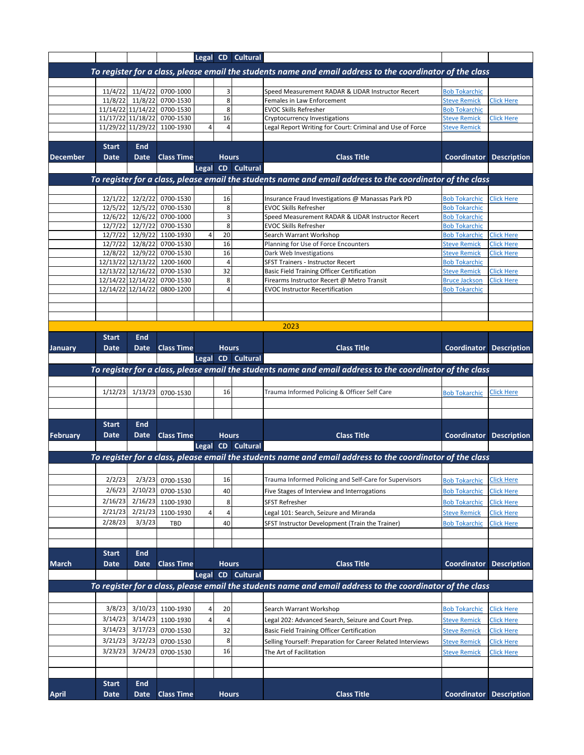| | | | | Legal | CD | Cultural | | | |
|---|---|---|---|---|---|---|---|---|---|
| *To register for a class, please email the students name and email address to the coordinator of the class* | | | | | | | | | |
| | 11/4/22 | 11/4/22 | 0700-1000 | | 3 | | Speed Measurement RADAR & LIDAR Instructor Recert | Bob Tokarchic | |
| | 11/8/22 | 11/8/22 | 0700-1530 | | 8 | | Females in Law Enforcement | Steve Remick | Click Here |
| | 11/14/22 | 11/14/22 | 0700-1530 | | 8 | | EVOC Skills Refresher | Bob Tokarchic | |
| | 11/17/22 | 11/18/22 | 0700-1530 | | 16 | | Cryptocurrency Investigations | Steve Remick | Click Here |
| | 11/29/22 | 11/29/22 | 1100-1930 | 4 | 4 | | Legal Report Writing for Court: Criminal and Use of Force | Steve Remick | |

| December | Start Date | End Date | Class Time | Hours | | | Class Title | Coordinator | Description |
|---|---|---|---|---|---|---|---|---|---|
| | | | | Legal | CD | Cultural | | | |
| *To register for a class, please email the students name and email address to the coordinator of the class* | | | | | | | | | |
| | 12/1/22 | 12/2/22 | 0700-1530 | | 16 | | Insurance Fraud Investigations @ Manassas Park PD | Bob Tokarchic | Click Here |
| | 12/5/22 | 12/5/22 | 0700-1530 | | 8 | | EVOC Skills Refresher | Bob Tokarchic | |
| | 12/6/22 | 12/6/22 | 0700-1000 | | 3 | | Speed Measurement RADAR & LIDAR Instructor Recert | Bob Tokarchic | |
| | 12/7/22 | 12/7/22 | 0700-1530 | | 8 | | EVOC Skills Refresher | Bob Tokarchic | |
| | 12/7/22 | 12/9/22 | 1100-1930 | 4 | 20 | | Search Warrant Workshop | Bob Tokarchic | Click Here |
| | 12/7/22 | 12/8/22 | 0700-1530 | | 16 | | Planning for Use of Force Encounters | Steve Remick | Click Here |
| | 12/8/22 | 12/9/22 | 0700-1530 | | 16 | | Dark Web Investigations | Steve Remick | Click Here |
| | 12/13/22 | 12/13/22 | 1200-1600 | | 4 | | SFST Trainers - Instructor Recert | Bob Tokarchic | |
| | 12/13/22 | 12/16/22 | 0700-1530 | | 32 | | Basic Field Training Officer Certification | Steve Remick | Click Here |
| | 12/14/22 | 12/14/22 | 0700-1530 | | 8 | | Firearms Instructor Recert @ Metro Transit | Bruce Jackson | Click Here |
| | 12/14/22 | 12/14/22 | 0800-1200 | | 4 | | EVOC Instructor Recertification | Bob Tokarchic | |

**2023**

| January | Start Date | End Date | Class Time | Hours | | | Class Title | Coordinator | Description |
|---|---|---|---|---|---|---|---|---|---|
| | | | | Legal | CD | Cultural | | | |
| *To register for a class, please email the students name and email address to the coordinator of the class* | | | | | | | | | |
| | 1/12/23 | 1/13/23 | 0700-1530 | | 16 | | Trauma Informed Policing & Officer Self Care | Bob Tokarchic | Click Here |

| February | Start Date | End Date | Class Time | Hours | | | Class Title | Coordinator | Description |
|---|---|---|---|---|---|---|---|---|---|
| | | | | Legal | CD | Cultural | | | |
| *To register for a class, please email the students name and email address to the coordinator of the class* | | | | | | | | | |
| | 2/2/23 | 2/3/23 | 0700-1530 | | 16 | | Trauma Informed Policing and Self-Care for Supervisors | Bob Tokarchic | Click Here |
| | 2/6/23 | 2/10/23 | 0700-1530 | | 40 | | Five Stages of Interview and Interrogations | Bob Tokarchic | Click Here |
| | 2/16/23 | 2/16/23 | 1100-1930 | | 8 | | SFST Refresher | Bob Tokarchic | Click Here |
| | 2/21/23 | 2/21/23 | 1100-1930 | 4 | 4 | | Legal 101: Search, Seizure and Miranda | Steve Remick | Click Here |
| | 2/28/23 | 3/3/23 | TBD | | 40 | | SFST Instructor Development (Train the Trainer) | Bob Tokarchic | Click Here |

| March | Start Date | End Date | Class Time | Hours | | | Class Title | Coordinator | Description |
|---|---|---|---|---|---|---|---|---|---|
| | | | | Legal | CD | Cultural | | | |
| *To register for a class, please email the students name and email address to the coordinator of the class* | | | | | | | | | |
| | 3/8/23 | 3/10/23 | 1100-1930 | 4 | 20 | | Search Warrant Workshop | Bob Tokarchic | Click Here |
| | 3/14/23 | 3/14/23 | 1100-1930 | 4 | 4 | | Legal 202: Advanced Search, Seizure and Court Prep. | Steve Remick | Click Here |
| | 3/14/23 | 3/17/23 | 0700-1530 | | 32 | | Basic Field Training Officer Certification | Steve Remick | Click Here |
| | 3/21/23 | 3/22/23 | 0700-1530 | | 8 | | Selling Yourself: Preparation for Career Related Interviews | Steve Remick | Click Here |
| | 3/23/23 | 3/24/23 | 0700-1530 | | 16 | | The Art of Facilitation | Steve Remick | Click Here |

| April | Start Date | End Date | Class Time | Hours | | | Class Title | Coordinator | Description |
|---|---|---|---|---|---|---|---|---|---|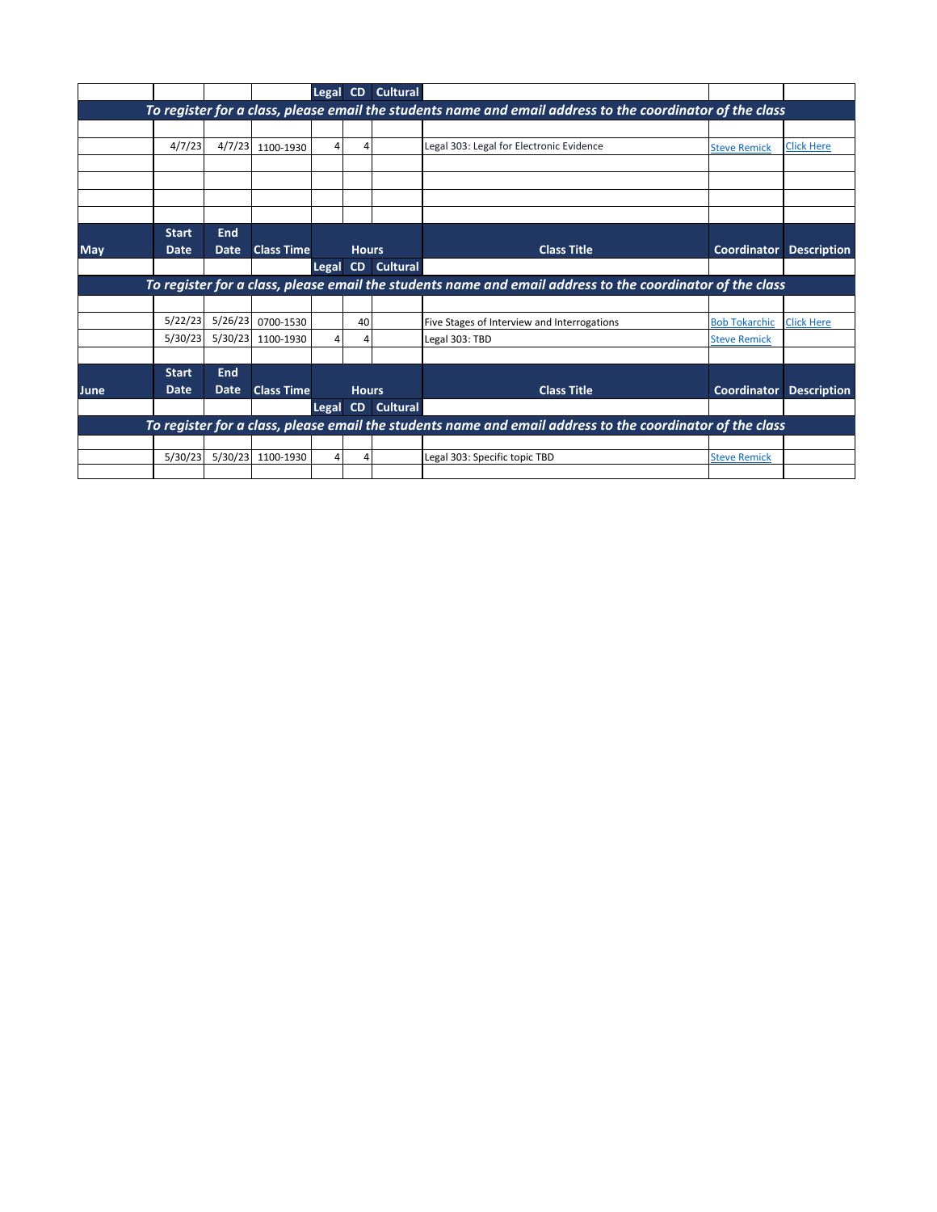| | | | | | | | | | |
|---|---|---|---|---|---|---|---|---|---|
| | | | | Legal | CD | Cultural | | | |
| *To register for a class, please email the students name and email address to the coordinator of the class* | | | | | | | | | |
| | | | | | | | | | |
| | 4/7/23 | 4/7/23 | 1100-1930 | 4 | 4 | | Legal 303: Legal for Electronic Evidence | Steve Remick | Click Here |
| | | | | | | | | | |
| | | | | | | | | | |
| | | | | | | | | | |
| | | | | | | | | | |
| **May** | **Start Date** | **End Date** | **Class Time** | **Hours** | | | **Class Title** | **Coordinator** | **Description** |
| | | | | **Legal** | **CD** | **Cultural** | | | |
| *To register for a class, please email the students name and email address to the coordinator of the class* | | | | | | | | | |
| | | | | | | | | | |
| | 5/22/23 | 5/26/23 | 0700-1530 | | 40 | | Five Stages of Interview and Interrogations | Bob Tokarchic | Click Here |
| | 5/30/23 | 5/30/23 | 1100-1930 | 4 | 4 | | Legal 303: TBD | Steve Remick | |
| | | | | | | | | | |
| **June** | **Start Date** | **End Date** | **Class Time** | **Hours** | | | **Class Title** | **Coordinator** | **Description** |
| | | | | **Legal** | **CD** | **Cultural** | | | |
| *To register for a class, please email the students name and email address to the coordinator of the class* | | | | | | | | | |
| | | | | | | | | | |
| | 5/30/23 | 5/30/23 | 1100-1930 | 4 | 4 | | Legal 303: Specific topic TBD | Steve Remick | |
| | | | | | | | | | |